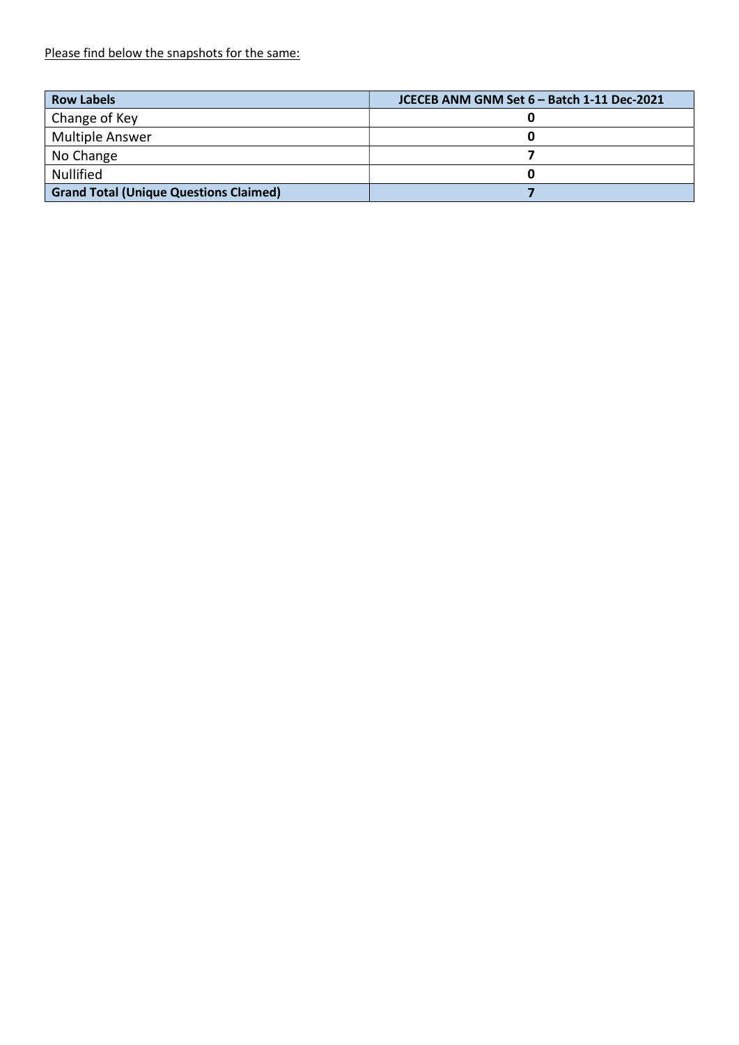Please find below the snapshots for the same:

| **Row Labels** | **JCECEB ANM GNM Set 6 – Batch 1-11 Dec-2021** |
| --- | --- |
| Change of Key | **0** |
| Multiple Answer | **0** |
| No Change | **7** |
| Nullified | **0** |
| **Grand Total (Unique Questions Claimed)** | **7** |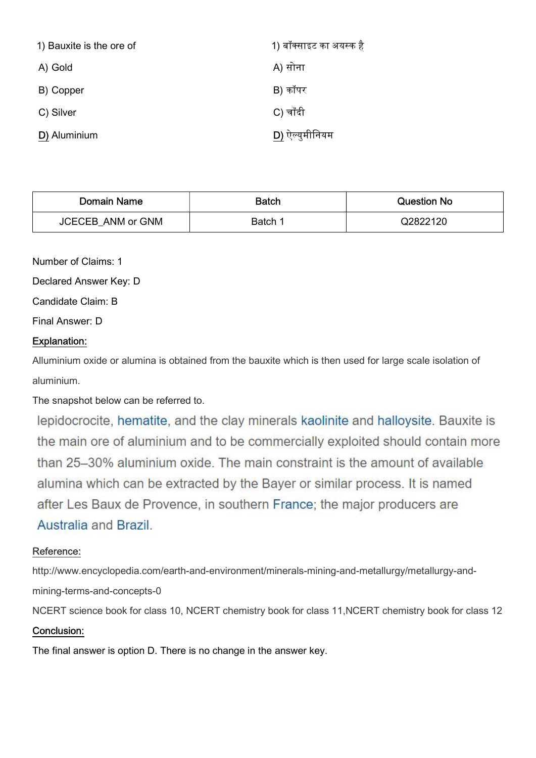| 1) Bauxite is the ore of | 1) बॉक्साइट का अयस्क है |
|---|---|
| A) Gold | A) सोना |
| B) Copper | B) कॉपर |
| C) Silver | C) चाँदी |
| D) Aluminium | D) ऐल्युमीनियम |

| Domain Name | Batch | Question No |
|---|---|---|
| JCECEB_ANM or GNM | Batch 1 | Q2822120 |

Number of Claims: 1

Declared Answer Key: D

Candidate Claim: B

Final Answer: D

Explanation:

Alluminium oxide or alumina is obtained from the bauxite which is then used for large scale isolation of aluminium.

The snapshot below can be referred to.

lepidocrocite, hematite, and the clay minerals kaolinite and halloysite. Bauxite is the main ore of aluminium and to be commercially exploited should contain more than 25–30% aluminium oxide. The main constraint is the amount of available alumina which can be extracted by the Bayer or similar process. It is named after Les Baux de Provence, in southern France; the major producers are Australia and Brazil.

Reference:

http://www.encyclopedia.com/earth-and-environment/minerals-mining-and-metallurgy/metallurgy-and-mining-terms-and-concepts-0

NCERT science book for class 10, NCERT chemistry book for class 11,NCERT chemistry book for class 12

Conclusion:

The final answer is option D. There is no change in the answer key.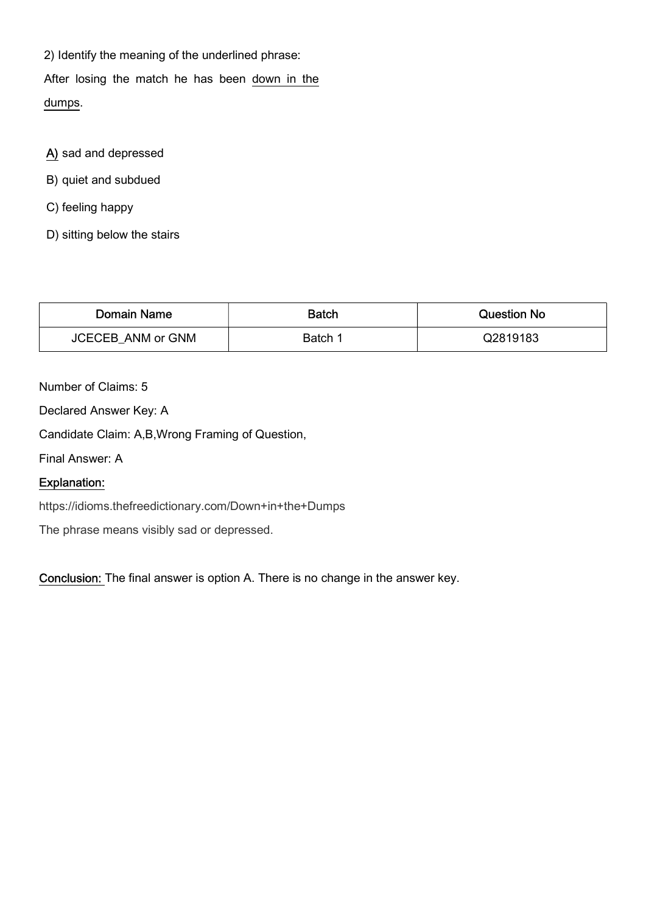2) Identify the meaning of the underlined phrase:

After losing the match he has been <u>down in the dumps</u>.

<u>A)</u> sad and depressed

B) quiet and subdued

C) feeling happy

D) sitting below the stairs

| Domain Name | Batch | Question No |
| --- | --- | --- |
| JCECEB_ANM or GNM | Batch 1 | Q2819183 |

Number of Claims: 5

Declared Answer Key: A

Candidate Claim: A,B,Wrong Framing of Question,

Final Answer: A

<u>Explanation:</u>

https://idioms.thefreedictionary.com/Down+in+the+Dumps

The phrase means visibly sad or depressed.

<u>Conclusion:</u> The final answer is option A. There is no change in the answer key.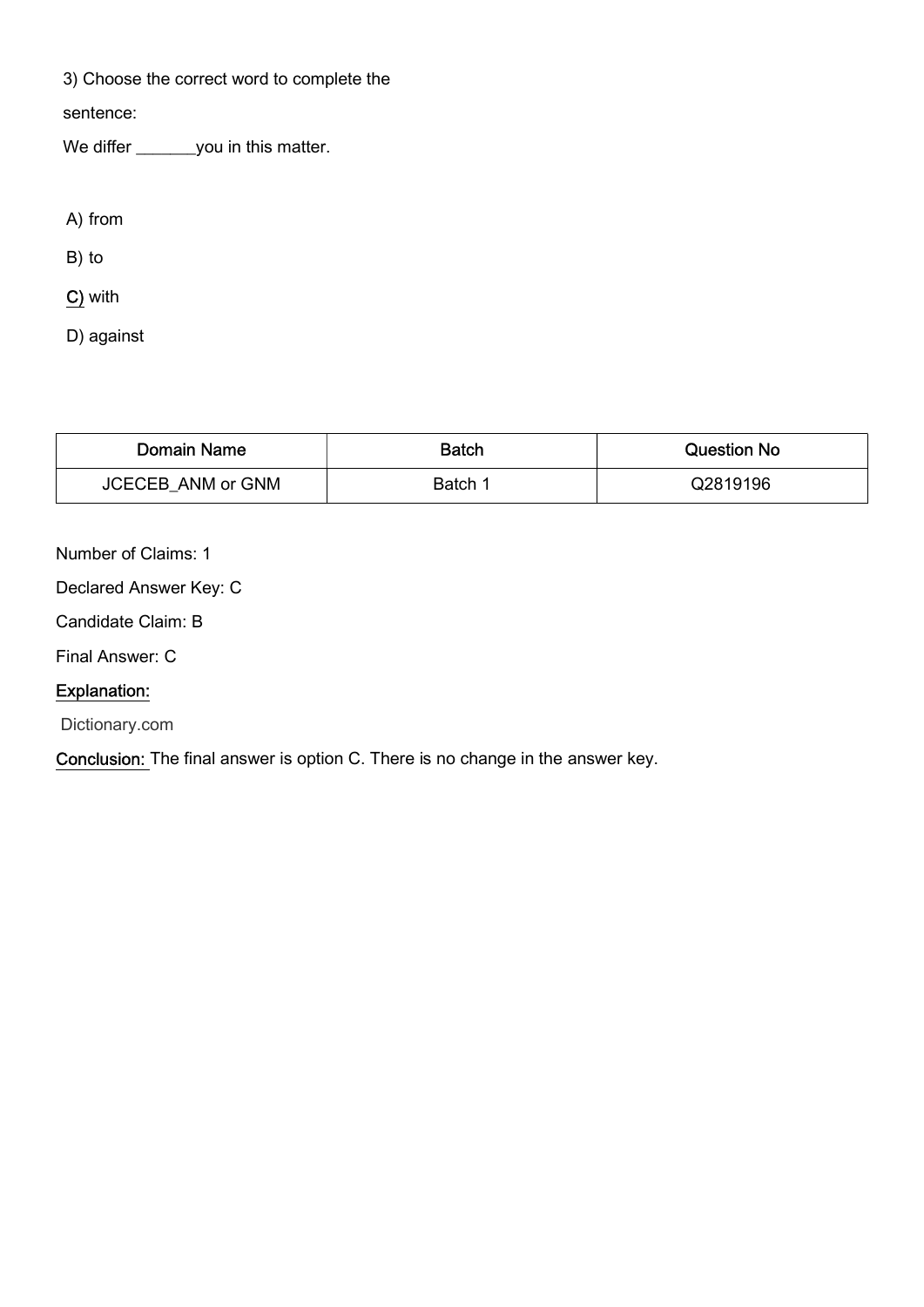3) Choose the correct word to complete the sentence:

We differ _______you in this matter.

A) from

B) to

C) with

D) against

| Domain Name | Batch | Question No |
| --- | --- | --- |
| JCECEB_ANM or GNM | Batch 1 | Q2819196 |

Number of Claims: 1

Declared Answer Key: C

Candidate Claim: B

Final Answer: C

Explanation:

Dictionary.com

Conclusion: The final answer is option C. There is no change in the answer key.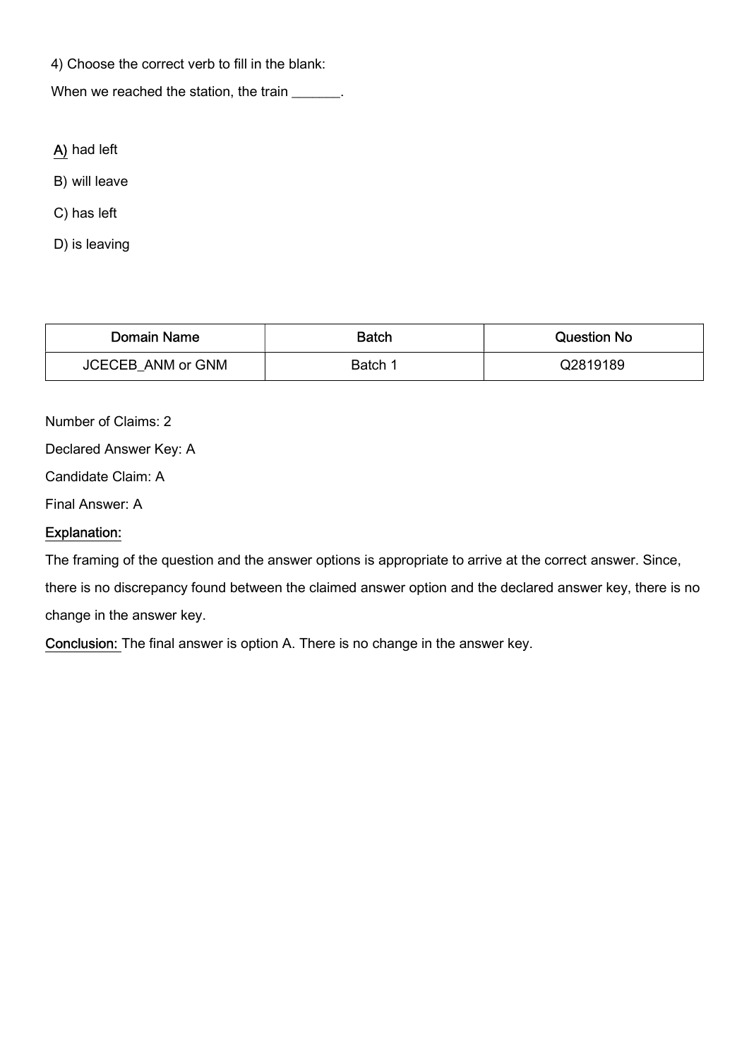4) Choose the correct verb to fill in the blank:

When we reached the station, the train _______.

A) had left

B) will leave

C) has left

D) is leaving

| Domain Name | Batch | Question No |
| --- | --- | --- |
| JCECEB_ANM or GNM | Batch 1 | Q2819189 |

Number of Claims: 2

Declared Answer Key: A

Candidate Claim: A

Final Answer: A

Explanation:

The framing of the question and the answer options is appropriate to arrive at the correct answer. Since, there is no discrepancy found between the claimed answer option and the declared answer key, there is no change in the answer key.

Conclusion: The final answer is option A. There is no change in the answer key.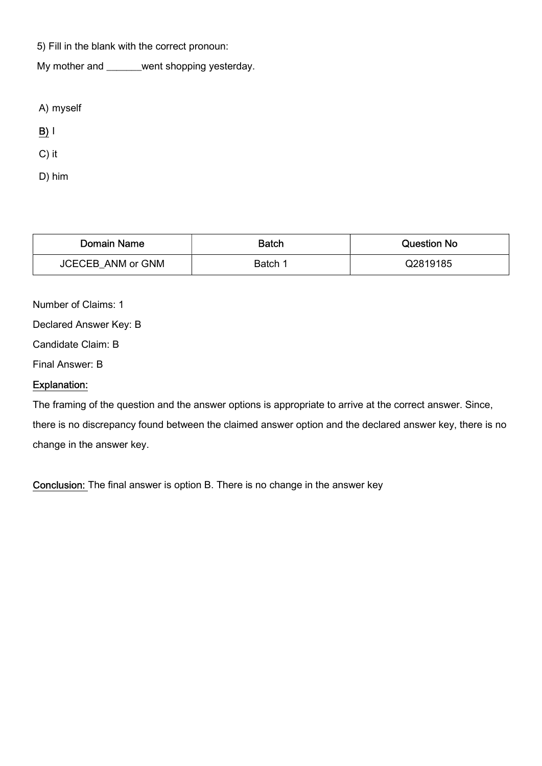5) Fill in the blank with the correct pronoun:

My mother and _______went shopping yesterday.

A) myself

<u>B)</u> I

C) it

D) him

| Domain Name | Batch | Question No |
|---|---|---|
| JCECEB_ANM or GNM | Batch 1 | Q2819185 |

Number of Claims: 1

Declared Answer Key: B

Candidate Claim: B

Final Answer: B

<u>Explanation:</u>

The framing of the question and the answer options is appropriate to arrive at the correct answer. Since, there is no discrepancy found between the claimed answer option and the declared answer key, there is no change in the answer key.

<u>Conclusion:</u> The final answer is option B. There is no change in the answer key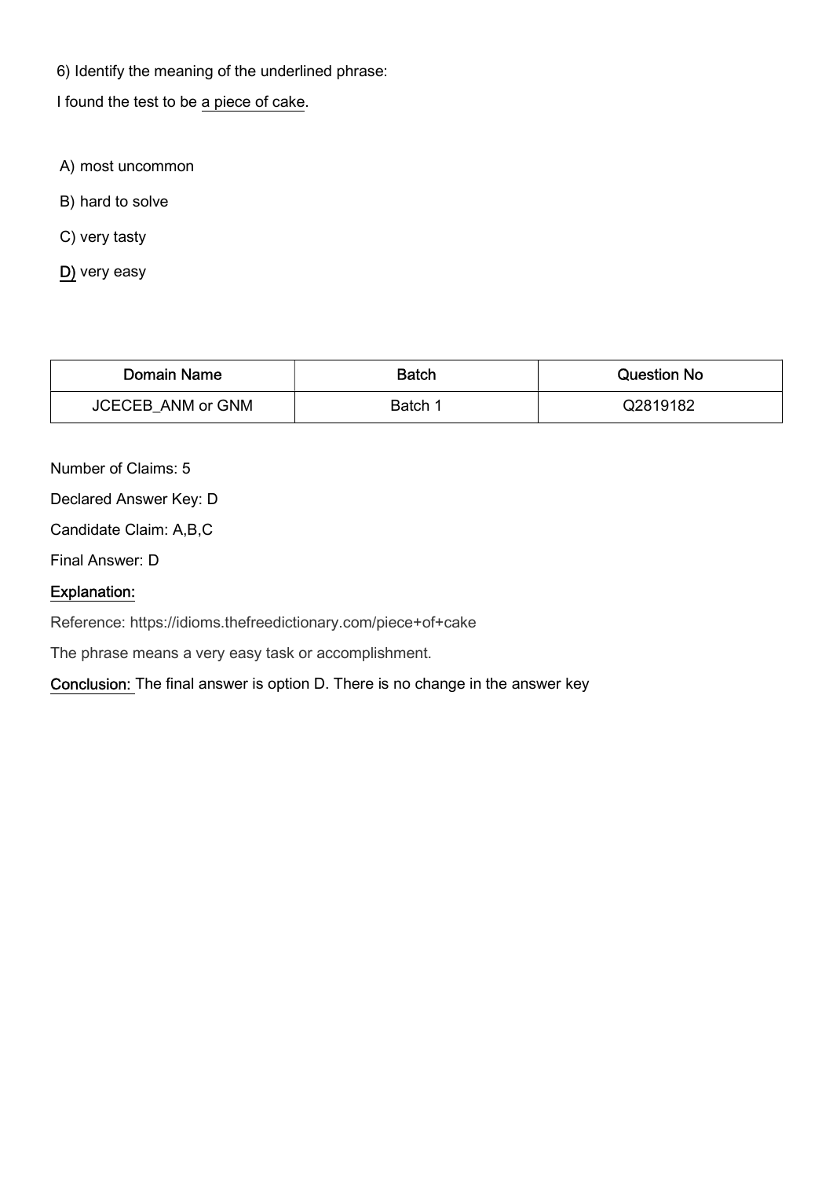6) Identify the meaning of the underlined phrase:

I found the test to be <u>a piece of cake</u>.

A) most uncommon

B) hard to solve

C) very tasty

<u>D)</u> very easy

| Domain Name | Batch | Question No |
| --- | --- | --- |
| JCECEB_ANM or GNM | Batch 1 | Q2819182 |

Number of Claims: 5

Declared Answer Key: D

Candidate Claim: A,B,C

Final Answer: D

<u>Explanation:</u>

Reference: https://idioms.thefreedictionary.com/piece+of+cake

The phrase means a very easy task or accomplishment.

<u>Conclusion:</u> The final answer is option D. There is no change in the answer key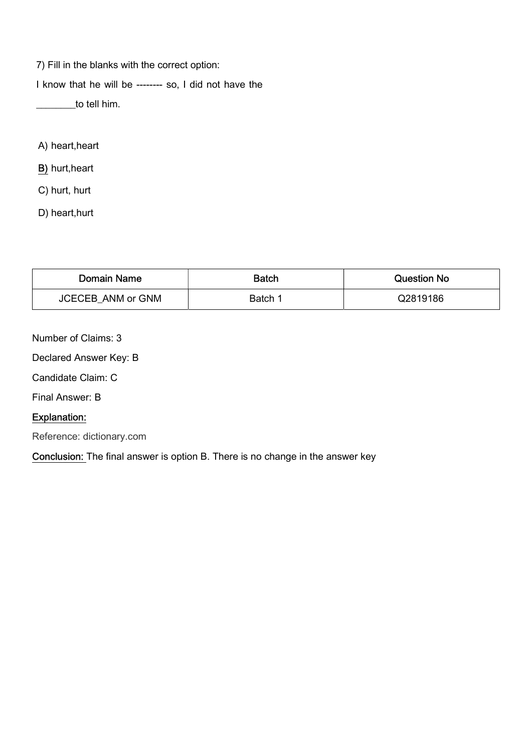7) Fill in the blanks with the correct option:

I know that he will be -------- so, I did not have the _______to tell him.

A) heart,heart

<u>B)</u> hurt,heart

C) hurt, hurt

D) heart,hurt

| Domain Name | Batch | Question No |
| --- | --- | --- |
| JCECEB_ANM or GNM | Batch 1 | Q2819186 |

Number of Claims: 3

Declared Answer Key: B

Candidate Claim: C

Final Answer: B

<u>Explanation:</u>

Reference: dictionary.com

<u>Conclusion:</u> The final answer is option B. There is no change in the answer key